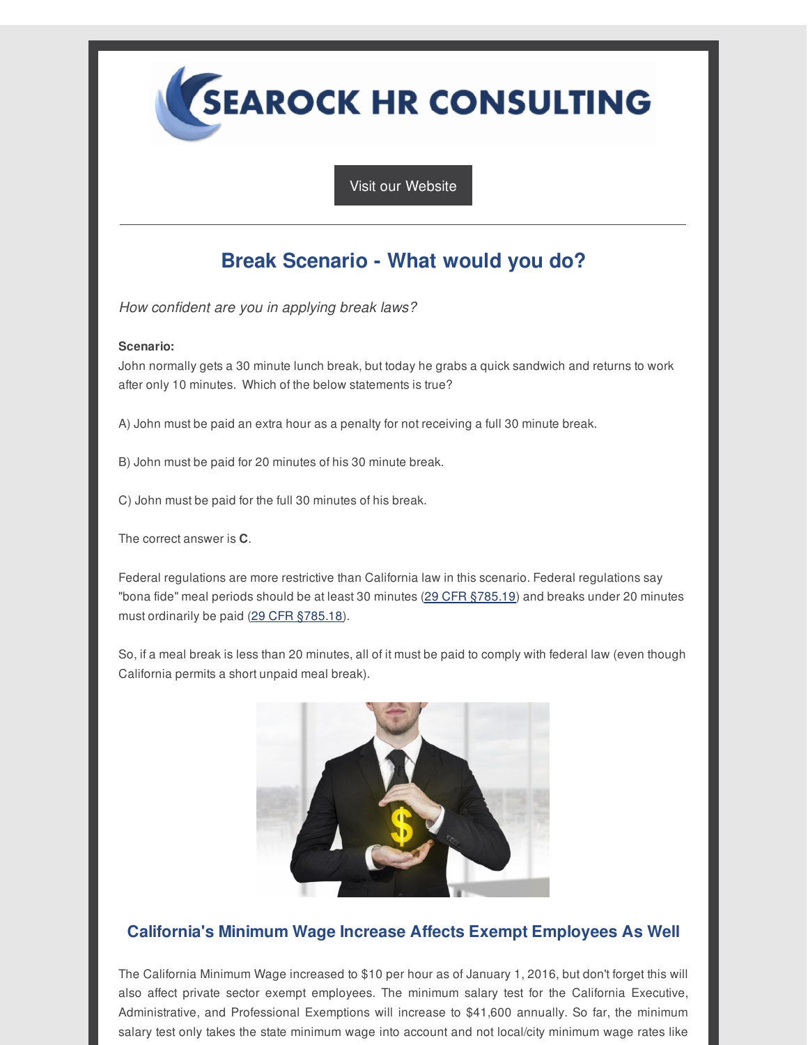SEAROCK HR CONSULTING

Visit our Website

---

## Break Scenario - What would you do?

*How confident are you in applying break laws?*

**Scenario:**
John normally gets a 30 minute lunch break, but today he grabs a quick sandwich and returns to work after only 10 minutes. Which of the below statements is true?

A) John must be paid an extra hour as a penalty for not receiving a full 30 minute break.

B) John must be paid for 20 minutes of his 30 minute break.

C) John must be paid for the full 30 minutes of his break.

The correct answer is **C**.

Federal regulations are more restrictive than California law in this scenario. Federal regulations say "bona fide" meal periods should be at least 30 minutes (29 CFR §785.19) and breaks under 20 minutes must ordinarily be paid (29 CFR §785.18).

So, if a meal break is less than 20 minutes, all of it must be paid to comply with federal law (even though California permits a short unpaid meal break).

## California's Minimum Wage Increase Affects Exempt Employees As Well

The California Minimum Wage increased to $10 per hour as of January 1, 2016, but don't forget this will also affect private sector exempt employees. The minimum salary test for the California Executive, Administrative, and Professional Exemptions will increase to $41,600 annually. So far, the minimum salary test only takes the state minimum wage into account and not local/city minimum wage rates like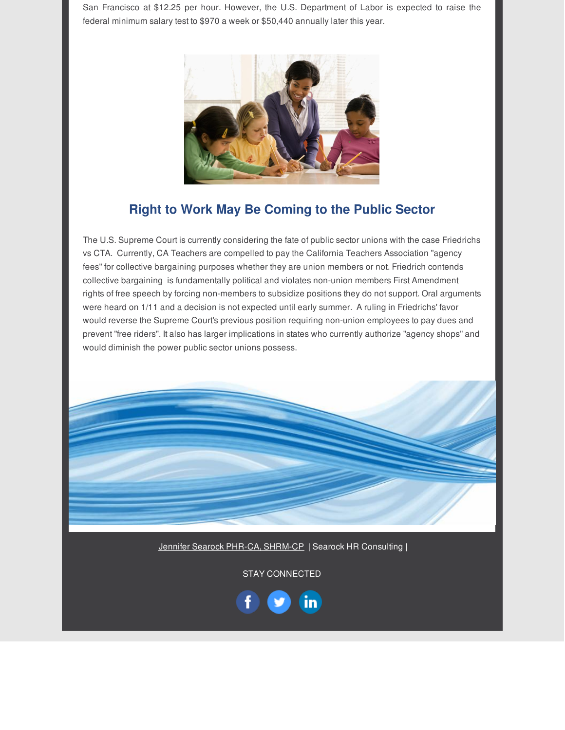San Francisco at $12.25 per hour. However, the U.S. Department of Labor is expected to raise the federal minimum salary test to $970 a week or $50,440 annually later this year.

## Right to Work May Be Coming to the Public Sector

The U.S. Supreme Court is currently considering the fate of public sector unions with the case Friedrichs vs CTA. Currently, CA Teachers are compelled to pay the California Teachers Association "agency fees" for collective bargaining purposes whether they are union members or not. Friedrich contends collective bargaining is fundamentally political and violates non-union members First Amendment rights of free speech by forcing non-members to subsidize positions they do not support. Oral arguments were heard on 1/11 and a decision is not expected until early summer. A ruling in Friedrichs' favor would reverse the Supreme Court's previous position requiring non-union employees to pay dues and prevent "free riders". It also has larger implications in states who currently authorize "agency shops" and would diminish the power public sector unions possess.

Jennifer Searock PHR-CA, SHRM-CP | Searock HR Consulting |

STAY CONNECTED